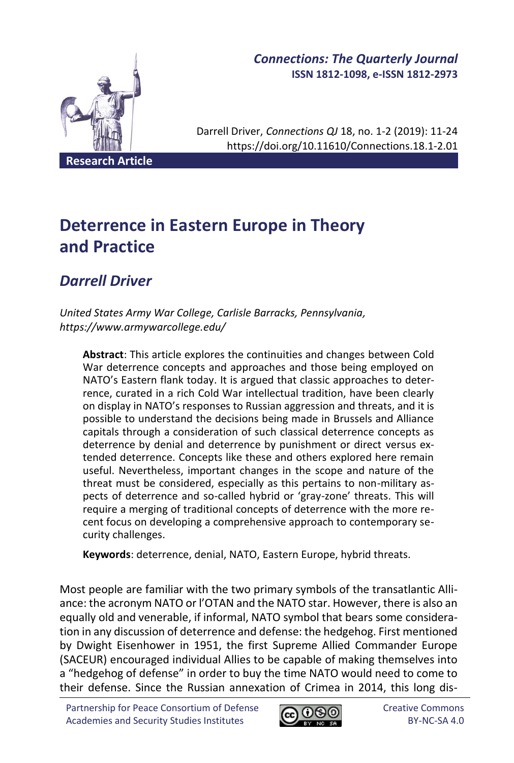*Connections: The Quarterly Journal*
**ISSN 1812-1098, e-ISSN 1812-2973**

Darrell Driver, *Connections QJ* 18, no. 1-2 (2019): 11-24
https://doi.org/10.11610/Connections.18.1-2.01

**Research Article**

# Deterrence in Eastern Europe in Theory and Practice

## *Darrell Driver*

*United States Army War College, Carlisle Barracks, Pennsylvania, https://www.armywarcollege.edu/*

> **Abstract**: This article explores the continuities and changes between Cold War deterrence concepts and approaches and those being employed on NATO's Eastern flank today. It is argued that classic approaches to deterrence, curated in a rich Cold War intellectual tradition, have been clearly on display in NATO's responses to Russian aggression and threats, and it is possible to understand the decisions being made in Brussels and Alliance capitals through a consideration of such classical deterrence concepts as deterrence by denial and deterrence by punishment or direct versus extended deterrence. Concepts like these and others explored here remain useful. Nevertheless, important changes in the scope and nature of the threat must be considered, especially as this pertains to non-military aspects of deterrence and so-called hybrid or 'gray-zone' threats. This will require a merging of traditional concepts of deterrence with the more recent focus on developing a comprehensive approach to contemporary security challenges.
>
> **Keywords**: deterrence, denial, NATO, Eastern Europe, hybrid threats.

Most people are familiar with the two primary symbols of the transatlantic Alliance: the acronym NATO or l'OTAN and the NATO star. However, there is also an equally old and venerable, if informal, NATO symbol that bears some consideration in any discussion of deterrence and defense: the hedgehog. First mentioned by Dwight Eisenhower in 1951, the first Supreme Allied Commander Europe (SACEUR) encouraged individual Allies to be capable of making themselves into a "hedgehog of defense" in order to buy the time NATO would need to come to their defense. Since the Russian annexation of Crimea in 2014, this long dis-

Partnership for Peace Consortium of Defense Academies and Security Studies Institutes

Creative Commons BY-NC-SA 4.0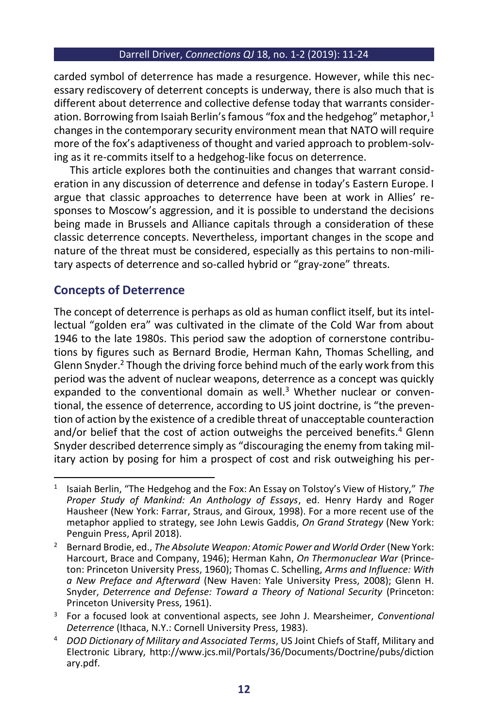carded symbol of deterrence has made a resurgence. However, while this necessary rediscovery of deterrent concepts is underway, there is also much that is different about deterrence and collective defense today that warrants consideration. Borrowing from Isaiah Berlin's famous "fox and the hedgehog" metaphor,[1] changes in the contemporary security environment mean that NATO will require more of the fox's adaptiveness of thought and varied approach to problem-solving as it re-commits itself to a hedgehog-like focus on deterrence.

This article explores both the continuities and changes that warrant consideration in any discussion of deterrence and defense in today's Eastern Europe. I argue that classic approaches to deterrence have been at work in Allies' responses to Moscow's aggression, and it is possible to understand the decisions being made in Brussels and Alliance capitals through a consideration of these classic deterrence concepts. Nevertheless, important changes in the scope and nature of the threat must be considered, especially as this pertains to non-military aspects of deterrence and so-called hybrid or "gray-zone" threats.

## Concepts of Deterrence

The concept of deterrence is perhaps as old as human conflict itself, but its intellectual "golden era" was cultivated in the climate of the Cold War from about 1946 to the late 1980s. This period saw the adoption of cornerstone contributions by figures such as Bernard Brodie, Herman Kahn, Thomas Schelling, and Glenn Snyder.[2] Though the driving force behind much of the early work from this period was the advent of nuclear weapons, deterrence as a concept was quickly expanded to the conventional domain as well.[3] Whether nuclear or conventional, the essence of deterrence, according to US joint doctrine, is "the prevention of action by the existence of a credible threat of unacceptable counteraction and/or belief that the cost of action outweighs the perceived benefits.[4] Glenn Snyder described deterrence simply as "discouraging the enemy from taking military action by posing for him a prospect of cost and risk outweighing his per-

---

1 Isaiah Berlin, "The Hedgehog and the Fox: An Essay on Tolstoy's View of History," *The Proper Study of Mankind: An Anthology of Essays*, ed. Henry Hardy and Roger Hausheer (New York: Farrar, Straus, and Giroux, 1998). For a more recent use of the metaphor applied to strategy, see John Lewis Gaddis, *On Grand Strategy* (New York: Penguin Press, April 2018).

2 Bernard Brodie, ed., *The Absolute Weapon: Atomic Power and World Order* (New York: Harcourt, Brace and Company, 1946); Herman Kahn, *On Thermonuclear War* (Princeton: Princeton University Press, 1960); Thomas C. Schelling, *Arms and Influence: With a New Preface and Afterward* (New Haven: Yale University Press, 2008); Glenn H. Snyder, *Deterrence and Defense: Toward a Theory of National Security* (Princeton: Princeton University Press, 1961).

3 For a focused look at conventional aspects, see John J. Mearsheimer, *Conventional Deterrence* (Ithaca, N.Y.: Cornell University Press, 1983).

4 *DOD Dictionary of Military and Associated Terms*, US Joint Chiefs of Staff, Military and Electronic Library, http://www.jcs.mil/Portals/36/Documents/Doctrine/pubs/dictionary.pdf.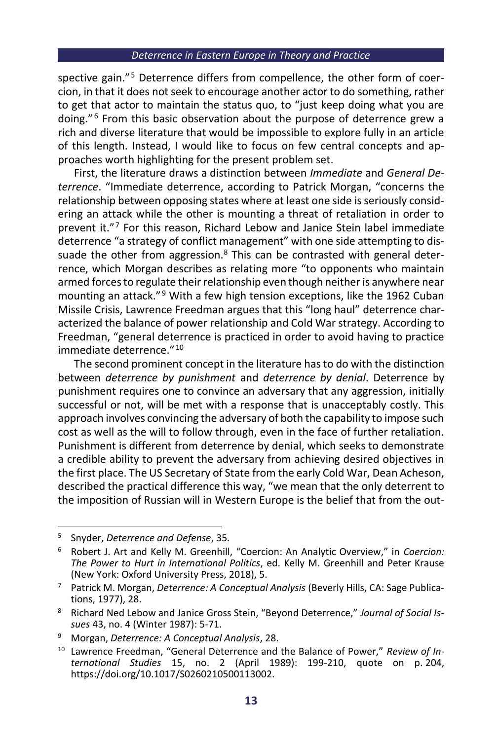spective gain."[5] Deterrence differs from compellence, the other form of coercion, in that it does not seek to encourage another actor to do something, rather to get that actor to maintain the status quo, to "just keep doing what you are doing."[6] From this basic observation about the purpose of deterrence grew a rich and diverse literature that would be impossible to explore fully in an article of this length. Instead, I would like to focus on few central concepts and approaches worth highlighting for the present problem set.

First, the literature draws a distinction between *Immediate* and *General Deterrence*. "Immediate deterrence, according to Patrick Morgan, "concerns the relationship between opposing states where at least one side is seriously considering an attack while the other is mounting a threat of retaliation in order to prevent it."[7] For this reason, Richard Lebow and Janice Stein label immediate deterrence "a strategy of conflict management" with one side attempting to dissuade the other from aggression.[8] This can be contrasted with general deterrence, which Morgan describes as relating more "to opponents who maintain armed forces to regulate their relationship even though neither is anywhere near mounting an attack."[9] With a few high tension exceptions, like the 1962 Cuban Missile Crisis, Lawrence Freedman argues that this "long haul" deterrence characterized the balance of power relationship and Cold War strategy. According to Freedman, "general deterrence is practiced in order to avoid having to practice immediate deterrence."[10]

The second prominent concept in the literature has to do with the distinction between *deterrence by punishment* and *deterrence by denial*. Deterrence by punishment requires one to convince an adversary that any aggression, initially successful or not, will be met with a response that is unacceptably costly. This approach involves convincing the adversary of both the capability to impose such cost as well as the will to follow through, even in the face of further retaliation. Punishment is different from deterrence by denial, which seeks to demonstrate a credible ability to prevent the adversary from achieving desired objectives in the first place. The US Secretary of State from the early Cold War, Dean Acheson, described the practical difference this way, "we mean that the only deterrent to the imposition of Russian will in Western Europe is the belief that from the out-

---

[5] Snyder, *Deterrence and Defense*, 35*.*

[6] Robert J. Art and Kelly M. Greenhill, "Coercion: An Analytic Overview," in *Coercion: The Power to Hurt in International Politics*, ed. Kelly M. Greenhill and Peter Krause (New York: Oxford University Press, 2018), 5.

[7] Patrick M. Morgan, *Deterrence: A Conceptual Analysis* (Beverly Hills, CA: Sage Publications, 1977), 28.

[8] Richard Ned Lebow and Janice Gross Stein, "Beyond Deterrence," *Journal of Social Issues* 43, no. 4 (Winter 1987): 5-71.

[9] Morgan, *Deterrence: A Conceptual Analysis*, 28.

[10] Lawrence Freedman, "General Deterrence and the Balance of Power," *Review of International Studies* 15, no. 2 (April 1989): 199-210, quote on p. 204, https://doi.org/10.1017/S0260210500113002.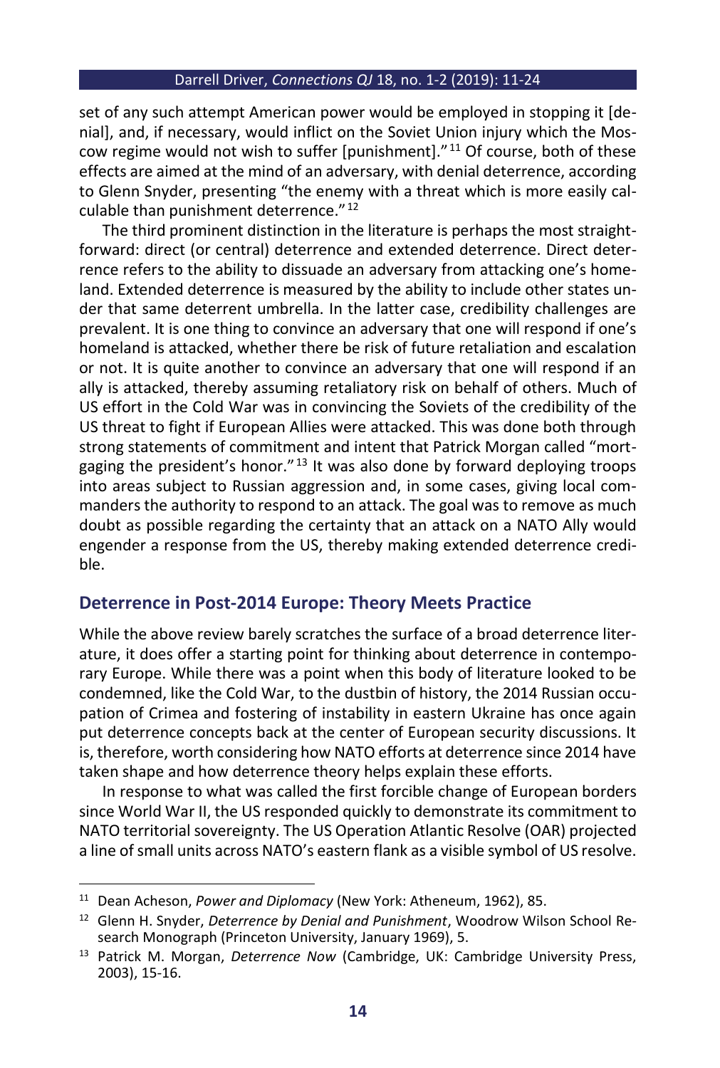set of any such attempt American power would be employed in stopping it [denial], and, if necessary, would inflict on the Soviet Union injury which the Moscow regime would not wish to suffer [punishment]."[11] Of course, both of these effects are aimed at the mind of an adversary, with denial deterrence, according to Glenn Snyder, presenting "the enemy with a threat which is more easily calculable than punishment deterrence."[12]

The third prominent distinction in the literature is perhaps the most straightforward: direct (or central) deterrence and extended deterrence. Direct deterrence refers to the ability to dissuade an adversary from attacking one's homeland. Extended deterrence is measured by the ability to include other states under that same deterrent umbrella. In the latter case, credibility challenges are prevalent. It is one thing to convince an adversary that one will respond if one's homeland is attacked, whether there be risk of future retaliation and escalation or not. It is quite another to convince an adversary that one will respond if an ally is attacked, thereby assuming retaliatory risk on behalf of others. Much of US effort in the Cold War was in convincing the Soviets of the credibility of the US threat to fight if European Allies were attacked. This was done both through strong statements of commitment and intent that Patrick Morgan called "mortgaging the president's honor."[13] It was also done by forward deploying troops into areas subject to Russian aggression and, in some cases, giving local commanders the authority to respond to an attack. The goal was to remove as much doubt as possible regarding the certainty that an attack on a NATO Ally would engender a response from the US, thereby making extended deterrence credible.

## Deterrence in Post-2014 Europe: Theory Meets Practice

While the above review barely scratches the surface of a broad deterrence literature, it does offer a starting point for thinking about deterrence in contemporary Europe. While there was a point when this body of literature looked to be condemned, like the Cold War, to the dustbin of history, the 2014 Russian occupation of Crimea and fostering of instability in eastern Ukraine has once again put deterrence concepts back at the center of European security discussions. It is, therefore, worth considering how NATO efforts at deterrence since 2014 have taken shape and how deterrence theory helps explain these efforts.

In response to what was called the first forcible change of European borders since World War II, the US responded quickly to demonstrate its commitment to NATO territorial sovereignty. The US Operation Atlantic Resolve (OAR) projected a line of small units across NATO's eastern flank as a visible symbol of US resolve.

---

[11] Dean Acheson, *Power and Diplomacy* (New York: Atheneum, 1962), 85.

[12] Glenn H. Snyder, *Deterrence by Denial and Punishment*, Woodrow Wilson School Research Monograph (Princeton University, January 1969), 5.

[13] Patrick M. Morgan, *Deterrence Now* (Cambridge, UK: Cambridge University Press, 2003), 15-16.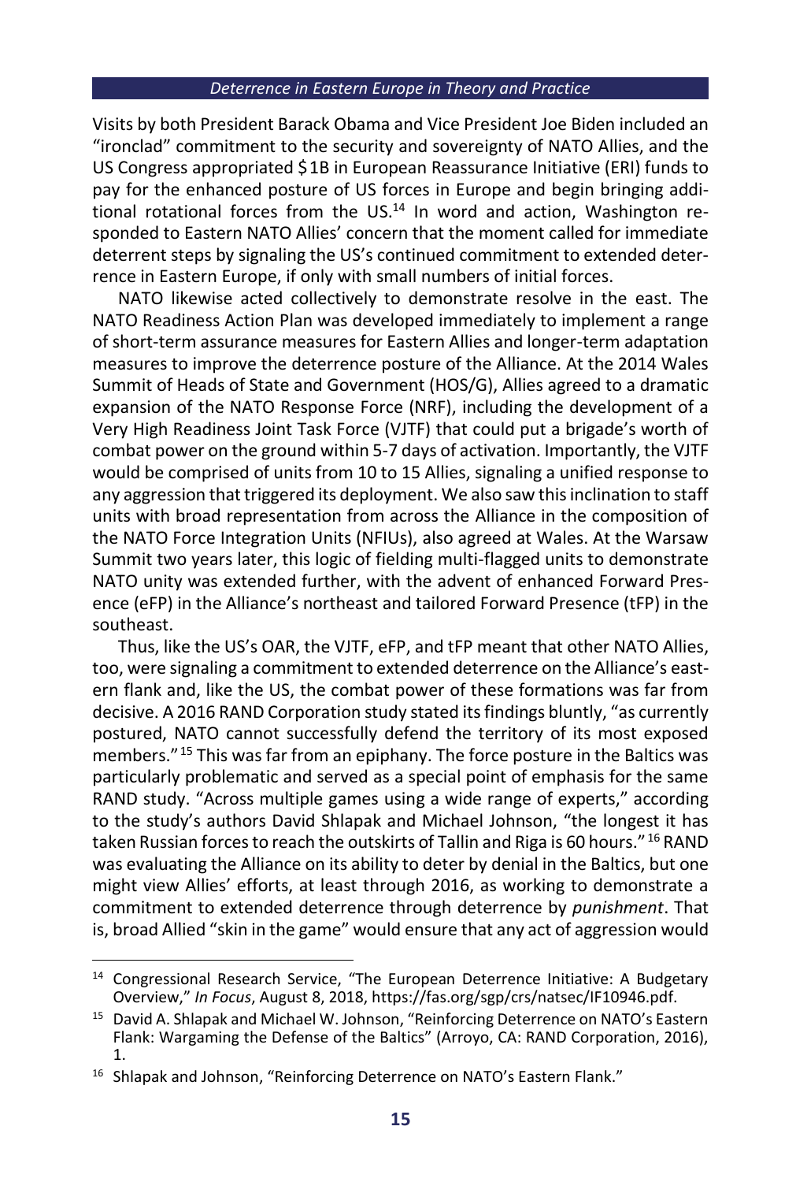Visits by both President Barack Obama and Vice President Joe Biden included an "ironclad" commitment to the security and sovereignty of NATO Allies, and the US Congress appropriated $1B in European Reassurance Initiative (ERI) funds to pay for the enhanced posture of US forces in Europe and begin bringing additional rotational forces from the US.[14] In word and action, Washington responded to Eastern NATO Allies' concern that the moment called for immediate deterrent steps by signaling the US's continued commitment to extended deterrence in Eastern Europe, if only with small numbers of initial forces.

NATO likewise acted collectively to demonstrate resolve in the east. The NATO Readiness Action Plan was developed immediately to implement a range of short-term assurance measures for Eastern Allies and longer-term adaptation measures to improve the deterrence posture of the Alliance. At the 2014 Wales Summit of Heads of State and Government (HOS/G), Allies agreed to a dramatic expansion of the NATO Response Force (NRF), including the development of a Very High Readiness Joint Task Force (VJTF) that could put a brigade's worth of combat power on the ground within 5-7 days of activation. Importantly, the VJTF would be comprised of units from 10 to 15 Allies, signaling a unified response to any aggression that triggered its deployment. We also saw this inclination to staff units with broad representation from across the Alliance in the composition of the NATO Force Integration Units (NFIUs), also agreed at Wales. At the Warsaw Summit two years later, this logic of fielding multi-flagged units to demonstrate NATO unity was extended further, with the advent of enhanced Forward Presence (eFP) in the Alliance's northeast and tailored Forward Presence (tFP) in the southeast.

Thus, like the US's OAR, the VJTF, eFP, and tFP meant that other NATO Allies, too, were signaling a commitment to extended deterrence on the Alliance's eastern flank and, like the US, the combat power of these formations was far from decisive. A 2016 RAND Corporation study stated its findings bluntly, "as currently postured, NATO cannot successfully defend the territory of its most exposed members."[15] This was far from an epiphany. The force posture in the Baltics was particularly problematic and served as a special point of emphasis for the same RAND study. "Across multiple games using a wide range of experts," according to the study's authors David Shlapak and Michael Johnson, "the longest it has taken Russian forces to reach the outskirts of Tallin and Riga is 60 hours."[16] RAND was evaluating the Alliance on its ability to deter by denial in the Baltics, but one might view Allies' efforts, at least through 2016, as working to demonstrate a commitment to extended deterrence through deterrence by *punishment*. That is, broad Allied "skin in the game" would ensure that any act of aggression would

---

[14] Congressional Research Service, "The European Deterrence Initiative: A Budgetary Overview," *In Focus*, August 8, 2018, https://fas.org/sgp/crs/natsec/IF10946.pdf.

[15] David A. Shlapak and Michael W. Johnson, "Reinforcing Deterrence on NATO's Eastern Flank: Wargaming the Defense of the Baltics" (Arroyo, CA: RAND Corporation, 2016), 1.

[16] Shlapak and Johnson, "Reinforcing Deterrence on NATO's Eastern Flank."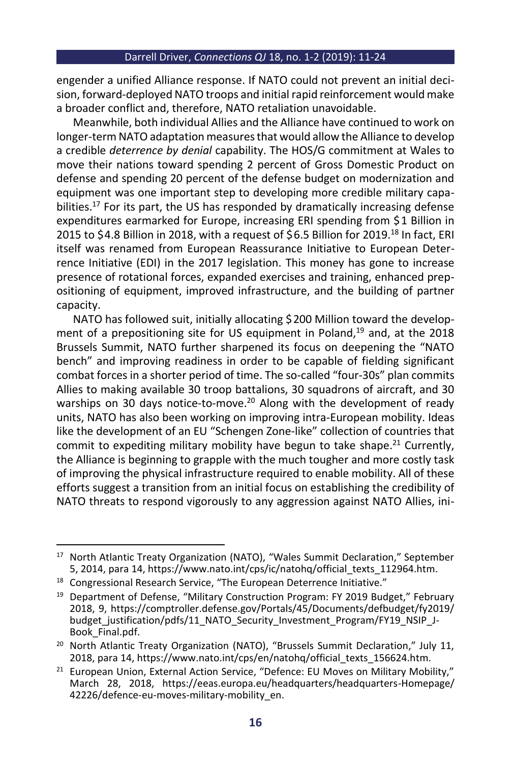engender a unified Alliance response. If NATO could not prevent an initial decision, forward-deployed NATO troops and initial rapid reinforcement would make a broader conflict and, therefore, NATO retaliation unavoidable.

Meanwhile, both individual Allies and the Alliance have continued to work on longer-term NATO adaptation measures that would allow the Alliance to develop a credible *deterrence by denial* capability. The HOS/G commitment at Wales to move their nations toward spending 2 percent of Gross Domestic Product on defense and spending 20 percent of the defense budget on modernization and equipment was one important step to developing more credible military capabilities.[17] For its part, the US has responded by dramatically increasing defense expenditures earmarked for Europe, increasing ERI spending from $1 Billion in 2015 to $4.8 Billion in 2018, with a request of $6.5 Billion for 2019.[18] In fact, ERI itself was renamed from European Reassurance Initiative to European Deterrence Initiative (EDI) in the 2017 legislation. This money has gone to increase presence of rotational forces, expanded exercises and training, enhanced prepositioning of equipment, improved infrastructure, and the building of partner capacity.

NATO has followed suit, initially allocating $200 Million toward the development of a prepositioning site for US equipment in Poland,[19] and, at the 2018 Brussels Summit, NATO further sharpened its focus on deepening the "NATO bench" and improving readiness in order to be capable of fielding significant combat forces in a shorter period of time. The so-called "four-30s" plan commits Allies to making available 30 troop battalions, 30 squadrons of aircraft, and 30 warships on 30 days notice-to-move.[20] Along with the development of ready units, NATO has also been working on improving intra-European mobility. Ideas like the development of an EU "Schengen Zone-like" collection of countries that commit to expediting military mobility have begun to take shape.[21] Currently, the Alliance is beginning to grapple with the much tougher and more costly task of improving the physical infrastructure required to enable mobility. All of these efforts suggest a transition from an initial focus on establishing the credibility of NATO threats to respond vigorously to any aggression against NATO Allies, ini-

---

[17] North Atlantic Treaty Organization (NATO), "Wales Summit Declaration," September 5, 2014, para 14, https://www.nato.int/cps/ic/natohq/official_texts_112964.htm.

[18] Congressional Research Service, "The European Deterrence Initiative."

[19] Department of Defense, "Military Construction Program: FY 2019 Budget," February 2018, 9, https://comptroller.defense.gov/Portals/45/Documents/defbudget/fy2019/budget_justification/pdfs/11_NATO_Security_Investment_Program/FY19_NSIP_J-Book_Final.pdf.

[20] North Atlantic Treaty Organization (NATO), "Brussels Summit Declaration," July 11, 2018, para 14, https://www.nato.int/cps/en/natohq/official_texts_156624.htm.

[21] European Union, External Action Service, "Defence: EU Moves on Military Mobility," March 28, 2018, https://eeas.europa.eu/headquarters/headquarters-Homepage/42226/defence-eu-moves-military-mobility_en.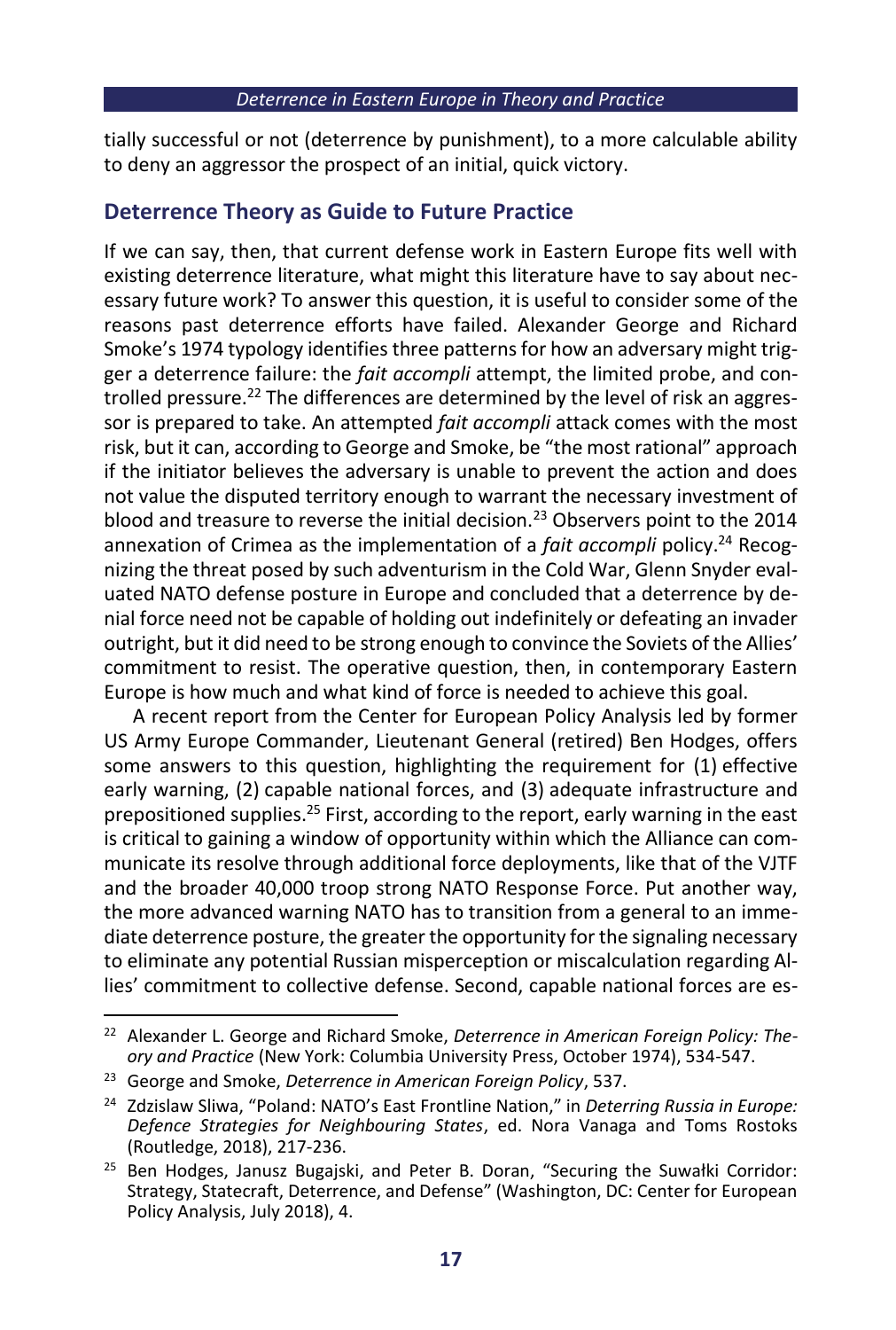tially successful or not (deterrence by punishment), to a more calculable ability to deny an aggressor the prospect of an initial, quick victory.

## Deterrence Theory as Guide to Future Practice

If we can say, then, that current defense work in Eastern Europe fits well with existing deterrence literature, what might this literature have to say about necessary future work? To answer this question, it is useful to consider some of the reasons past deterrence efforts have failed. Alexander George and Richard Smoke's 1974 typology identifies three patterns for how an adversary might trigger a deterrence failure: the *fait accompli* attempt, the limited probe, and controlled pressure.[22] The differences are determined by the level of risk an aggressor is prepared to take. An attempted *fait accompli* attack comes with the most risk, but it can, according to George and Smoke, be "the most rational" approach if the initiator believes the adversary is unable to prevent the action and does not value the disputed territory enough to warrant the necessary investment of blood and treasure to reverse the initial decision.[23] Observers point to the 2014 annexation of Crimea as the implementation of a *fait accompli* policy.[24] Recognizing the threat posed by such adventurism in the Cold War, Glenn Snyder evaluated NATO defense posture in Europe and concluded that a deterrence by denial force need not be capable of holding out indefinitely or defeating an invader outright, but it did need to be strong enough to convince the Soviets of the Allies' commitment to resist. The operative question, then, in contemporary Eastern Europe is how much and what kind of force is needed to achieve this goal.

A recent report from the Center for European Policy Analysis led by former US Army Europe Commander, Lieutenant General (retired) Ben Hodges, offers some answers to this question, highlighting the requirement for (1) effective early warning, (2) capable national forces, and (3) adequate infrastructure and prepositioned supplies.[25] First, according to the report, early warning in the east is critical to gaining a window of opportunity within which the Alliance can communicate its resolve through additional force deployments, like that of the VJTF and the broader 40,000 troop strong NATO Response Force. Put another way, the more advanced warning NATO has to transition from a general to an immediate deterrence posture, the greater the opportunity for the signaling necessary to eliminate any potential Russian misperception or miscalculation regarding Allies' commitment to collective defense. Second, capable national forces are es-

---

[22] Alexander L. George and Richard Smoke, *Deterrence in American Foreign Policy: Theory and Practice* (New York: Columbia University Press, October 1974), 534-547.

[23] George and Smoke, *Deterrence in American Foreign Policy*, 537.

[24] Zdzislaw Sliwa, "Poland: NATO's East Frontline Nation," in *Deterring Russia in Europe: Defence Strategies for Neighbouring States*, ed. Nora Vanaga and Toms Rostoks (Routledge, 2018), 217-236.

[25] Ben Hodges, Janusz Bugajski, and Peter B. Doran, "Securing the Suwałki Corridor: Strategy, Statecraft, Deterrence, and Defense" (Washington, DC: Center for European Policy Analysis, July 2018), 4.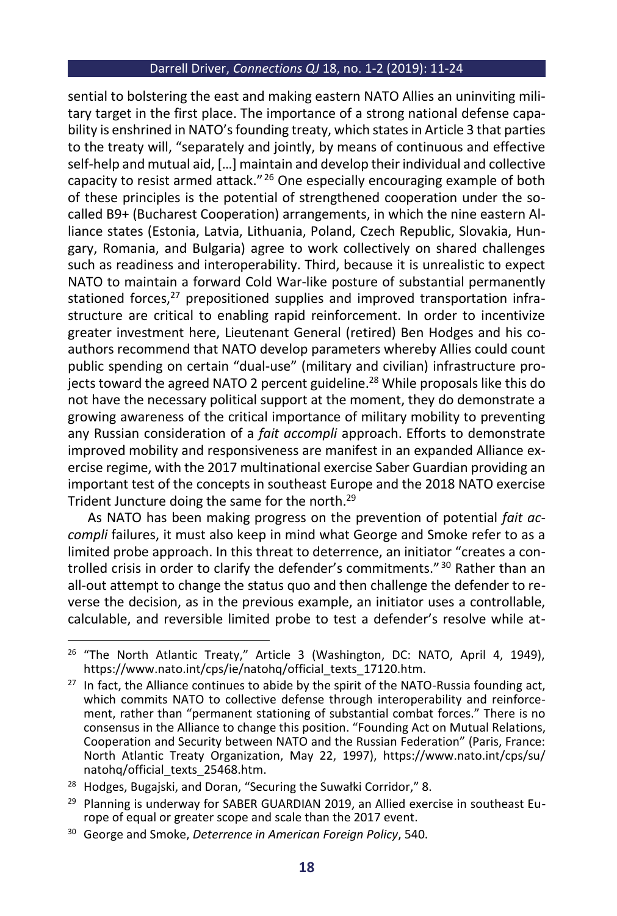sential to bolstering the east and making eastern NATO Allies an uninviting military target in the first place. The importance of a strong national defense capability is enshrined in NATO's founding treaty, which states in Article 3 that parties to the treaty will, "separately and jointly, by means of continuous and effective self-help and mutual aid, […] maintain and develop their individual and collective capacity to resist armed attack."[26] One especially encouraging example of both of these principles is the potential of strengthened cooperation under the so-called B9+ (Bucharest Cooperation) arrangements, in which the nine eastern Alliance states (Estonia, Latvia, Lithuania, Poland, Czech Republic, Slovakia, Hungary, Romania, and Bulgaria) agree to work collectively on shared challenges such as readiness and interoperability. Third, because it is unrealistic to expect NATO to maintain a forward Cold War-like posture of substantial permanently stationed forces,[27] prepositioned supplies and improved transportation infrastructure are critical to enabling rapid reinforcement. In order to incentivize greater investment here, Lieutenant General (retired) Ben Hodges and his co-authors recommend that NATO develop parameters whereby Allies could count public spending on certain "dual-use" (military and civilian) infrastructure projects toward the agreed NATO 2 percent guideline.[28] While proposals like this do not have the necessary political support at the moment, they do demonstrate a growing awareness of the critical importance of military mobility to preventing any Russian consideration of a *fait accompli* approach. Efforts to demonstrate improved mobility and responsiveness are manifest in an expanded Alliance exercise regime, with the 2017 multinational exercise Saber Guardian providing an important test of the concepts in southeast Europe and the 2018 NATO exercise Trident Juncture doing the same for the north.[29]

As NATO has been making progress on the prevention of potential *fait accompli* failures, it must also keep in mind what George and Smoke refer to as a limited probe approach. In this threat to deterrence, an initiator "creates a controlled crisis in order to clarify the defender's commitments."[30] Rather than an all-out attempt to change the status quo and then challenge the defender to reverse the decision, as in the previous example, an initiator uses a controllable, calculable, and reversible limited probe to test a defender's resolve while at-

---

[26] "The North Atlantic Treaty," Article 3 (Washington, DC: NATO, April 4, 1949), https://www.nato.int/cps/ie/natohq/official_texts_17120.htm.

[27] In fact, the Alliance continues to abide by the spirit of the NATO-Russia founding act, which commits NATO to collective defense through interoperability and reinforcement, rather than "permanent stationing of substantial combat forces." There is no consensus in the Alliance to change this position. "Founding Act on Mutual Relations, Cooperation and Security between NATO and the Russian Federation" (Paris, France: North Atlantic Treaty Organization, May 22, 1997), https://www.nato.int/cps/su/natohq/official_texts_25468.htm.

[28] Hodges, Bugajski, and Doran, "Securing the Suwałki Corridor," 8.

[29] Planning is underway for SABER GUARDIAN 2019, an Allied exercise in southeast Europe of equal or greater scope and scale than the 2017 event.

[30] George and Smoke, *Deterrence in American Foreign Policy*, 540.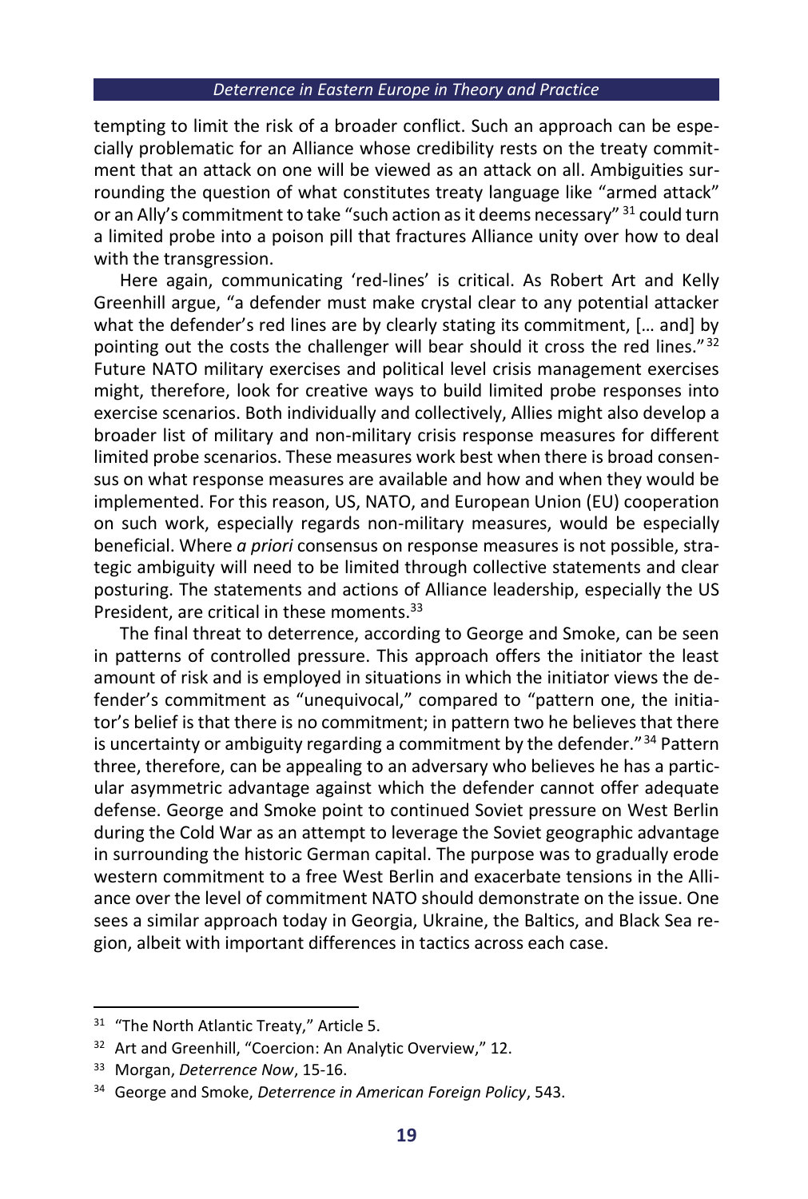tempting to limit the risk of a broader conflict. Such an approach can be especially problematic for an Alliance whose credibility rests on the treaty commitment that an attack on one will be viewed as an attack on all. Ambiguities surrounding the question of what constitutes treaty language like "armed attack" or an Ally's commitment to take "such action as it deems necessary" [31] could turn a limited probe into a poison pill that fractures Alliance unity over how to deal with the transgression.

Here again, communicating 'red-lines' is critical. As Robert Art and Kelly Greenhill argue, "a defender must make crystal clear to any potential attacker what the defender's red lines are by clearly stating its commitment, [… and] by pointing out the costs the challenger will bear should it cross the red lines." [32] Future NATO military exercises and political level crisis management exercises might, therefore, look for creative ways to build limited probe responses into exercise scenarios. Both individually and collectively, Allies might also develop a broader list of military and non-military crisis response measures for different limited probe scenarios. These measures work best when there is broad consensus on what response measures are available and how and when they would be implemented. For this reason, US, NATO, and European Union (EU) cooperation on such work, especially regards non-military measures, would be especially beneficial. Where *a priori* consensus on response measures is not possible, strategic ambiguity will need to be limited through collective statements and clear posturing. The statements and actions of Alliance leadership, especially the US President, are critical in these moments.[33]

The final threat to deterrence, according to George and Smoke, can be seen in patterns of controlled pressure. This approach offers the initiator the least amount of risk and is employed in situations in which the initiator views the defender's commitment as "unequivocal," compared to "pattern one, the initiator's belief is that there is no commitment; in pattern two he believes that there is uncertainty or ambiguity regarding a commitment by the defender." [34] Pattern three, therefore, can be appealing to an adversary who believes he has a particular asymmetric advantage against which the defender cannot offer adequate defense. George and Smoke point to continued Soviet pressure on West Berlin during the Cold War as an attempt to leverage the Soviet geographic advantage in surrounding the historic German capital. The purpose was to gradually erode western commitment to a free West Berlin and exacerbate tensions in the Alliance over the level of commitment NATO should demonstrate on the issue. One sees a similar approach today in Georgia, Ukraine, the Baltics, and Black Sea region, albeit with important differences in tactics across each case.

---

[31] "The North Atlantic Treaty," Article 5.

[32] Art and Greenhill, "Coercion: An Analytic Overview," 12.

[33] Morgan, *Deterrence Now*, 15-16.

[34] George and Smoke, *Deterrence in American Foreign Policy*, 543.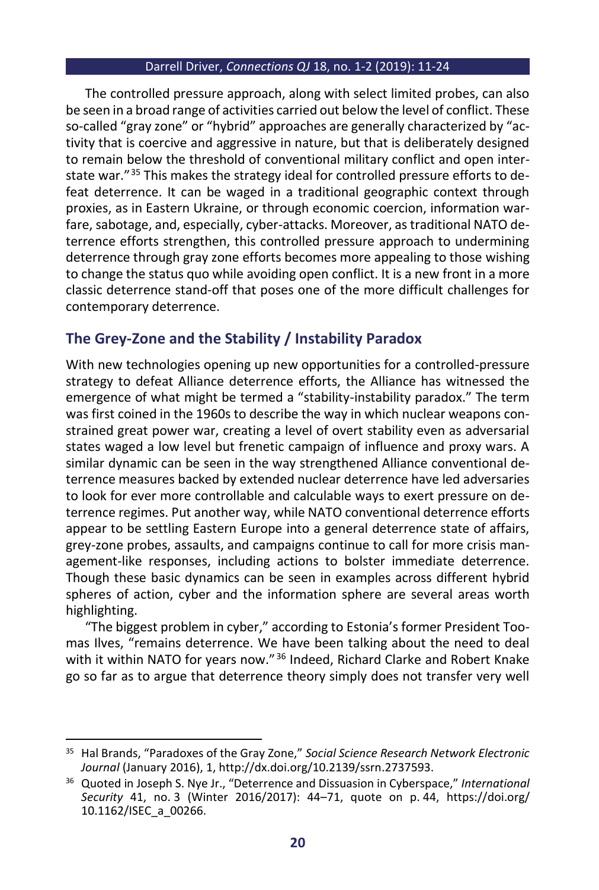The controlled pressure approach, along with select limited probes, can also be seen in a broad range of activities carried out below the level of conflict. These so-called "gray zone" or "hybrid" approaches are generally characterized by "activity that is coercive and aggressive in nature, but that is deliberately designed to remain below the threshold of conventional military conflict and open interstate war."[35] This makes the strategy ideal for controlled pressure efforts to defeat deterrence. It can be waged in a traditional geographic context through proxies, as in Eastern Ukraine, or through economic coercion, information warfare, sabotage, and, especially, cyber-attacks. Moreover, as traditional NATO deterrence efforts strengthen, this controlled pressure approach to undermining deterrence through gray zone efforts becomes more appealing to those wishing to change the status quo while avoiding open conflict. It is a new front in a more classic deterrence stand-off that poses one of the more difficult challenges for contemporary deterrence.

## The Grey-Zone and the Stability / Instability Paradox

With new technologies opening up new opportunities for a controlled-pressure strategy to defeat Alliance deterrence efforts, the Alliance has witnessed the emergence of what might be termed a "stability-instability paradox." The term was first coined in the 1960s to describe the way in which nuclear weapons constrained great power war, creating a level of overt stability even as adversarial states waged a low level but frenetic campaign of influence and proxy wars. A similar dynamic can be seen in the way strengthened Alliance conventional deterrence measures backed by extended nuclear deterrence have led adversaries to look for ever more controllable and calculable ways to exert pressure on deterrence regimes. Put another way, while NATO conventional deterrence efforts appear to be settling Eastern Europe into a general deterrence state of affairs, grey-zone probes, assaults, and campaigns continue to call for more crisis management-like responses, including actions to bolster immediate deterrence. Though these basic dynamics can be seen in examples across different hybrid spheres of action, cyber and the information sphere are several areas worth highlighting.

"The biggest problem in cyber," according to Estonia's former President Toomas Ilves, "remains deterrence. We have been talking about the need to deal with it within NATO for years now."[36] Indeed, Richard Clarke and Robert Knake go so far as to argue that deterrence theory simply does not transfer very well

---

[35] Hal Brands, "Paradoxes of the Gray Zone," *Social Science Research Network Electronic Journal* (January 2016), 1, http://dx.doi.org/10.2139/ssrn.2737593.

[36] Quoted in Joseph S. Nye Jr., "Deterrence and Dissuasion in Cyberspace," *International Security* 41, no. 3 (Winter 2016/2017): 44–71, quote on p. 44, https://doi.org/10.1162/ISEC_a_00266.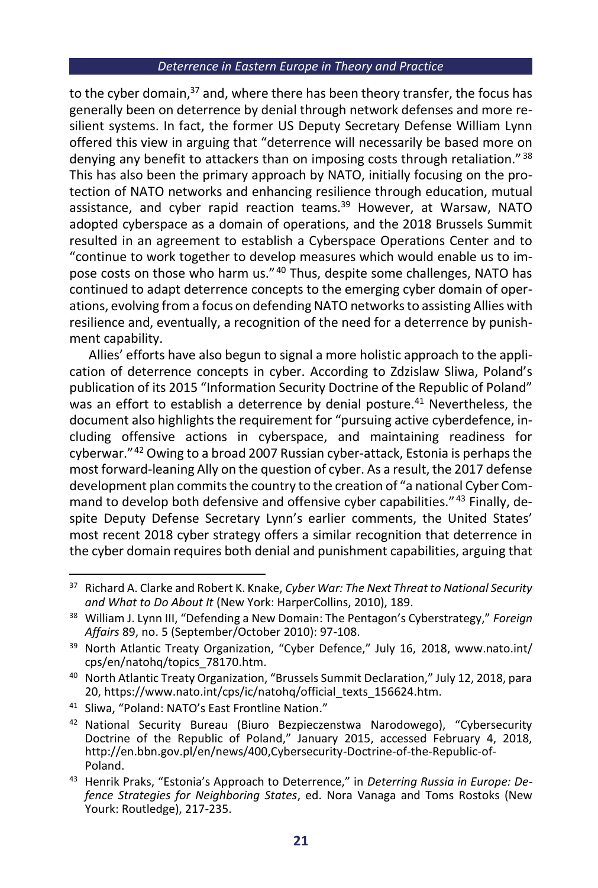to the cyber domain,[37] and, where there has been theory transfer, the focus has generally been on deterrence by denial through network defenses and more resilient systems. In fact, the former US Deputy Secretary Defense William Lynn offered this view in arguing that "deterrence will necessarily be based more on denying any benefit to attackers than on imposing costs through retaliation."[38] This has also been the primary approach by NATO, initially focusing on the protection of NATO networks and enhancing resilience through education, mutual assistance, and cyber rapid reaction teams.[39] However, at Warsaw, NATO adopted cyberspace as a domain of operations, and the 2018 Brussels Summit resulted in an agreement to establish a Cyberspace Operations Center and to "continue to work together to develop measures which would enable us to impose costs on those who harm us."[40] Thus, despite some challenges, NATO has continued to adapt deterrence concepts to the emerging cyber domain of operations, evolving from a focus on defending NATO networks to assisting Allies with resilience and, eventually, a recognition of the need for a deterrence by punishment capability.

Allies' efforts have also begun to signal a more holistic approach to the application of deterrence concepts in cyber. According to Zdzislaw Sliwa, Poland's publication of its 2015 "Information Security Doctrine of the Republic of Poland" was an effort to establish a deterrence by denial posture.[41] Nevertheless, the document also highlights the requirement for "pursuing active cyberdefence, including offensive actions in cyberspace, and maintaining readiness for cyberwar."[42] Owing to a broad 2007 Russian cyber-attack, Estonia is perhaps the most forward-leaning Ally on the question of cyber. As a result, the 2017 defense development plan commits the country to the creation of "a national Cyber Command to develop both defensive and offensive cyber capabilities."[43] Finally, despite Deputy Defense Secretary Lynn's earlier comments, the United States' most recent 2018 cyber strategy offers a similar recognition that deterrence in the cyber domain requires both denial and punishment capabilities, arguing that

---

[37] Richard A. Clarke and Robert K. Knake, *Cyber War: The Next Threat to National Security and What to Do About It* (New York: HarperCollins, 2010), 189.

[38] William J. Lynn III, "Defending a New Domain: The Pentagon's Cyberstrategy," *Foreign Affairs* 89, no. 5 (September/October 2010): 97-108.

[39] North Atlantic Treaty Organization, "Cyber Defence," July 16, 2018, www.nato.int/cps/en/natohq/topics_78170.htm.

[40] North Atlantic Treaty Organization, "Brussels Summit Declaration," July 12, 2018, para 20, https://www.nato.int/cps/ic/natohq/official_texts_156624.htm.

[41] Sliwa, "Poland: NATO's East Frontline Nation."

[42] National Security Bureau (Biuro Bezpieczenstwa Narodowego), "Cybersecurity Doctrine of the Republic of Poland," January 2015, accessed February 4, 2018, http://en.bbn.gov.pl/en/news/400,Cybersecurity-Doctrine-of-the-Republic-of-Poland.

[43] Henrik Praks, "Estonia's Approach to Deterrence," in *Deterring Russia in Europe: Defence Strategies for Neighboring States*, ed. Nora Vanaga and Toms Rostoks (New Yourk: Routledge), 217-235.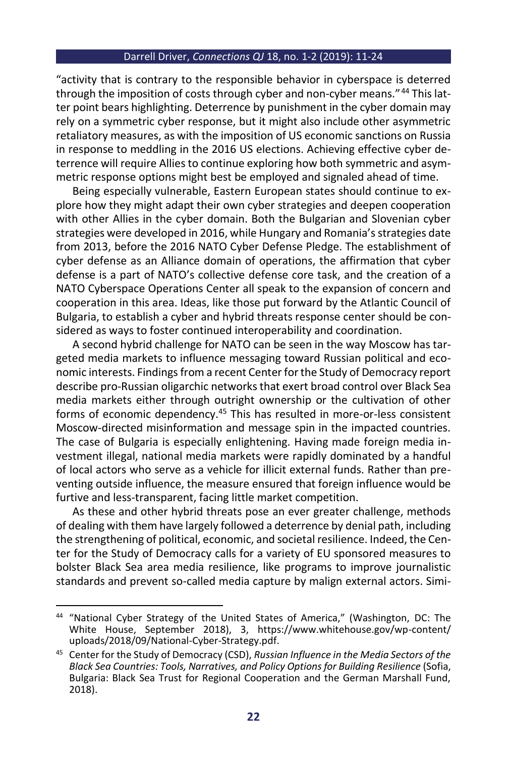"activity that is contrary to the responsible behavior in cyberspace is deterred through the imposition of costs through cyber and non-cyber means."[44] This latter point bears highlighting. Deterrence by punishment in the cyber domain may rely on a symmetric cyber response, but it might also include other asymmetric retaliatory measures, as with the imposition of US economic sanctions on Russia in response to meddling in the 2016 US elections. Achieving effective cyber deterrence will require Allies to continue exploring how both symmetric and asymmetric response options might best be employed and signaled ahead of time.

Being especially vulnerable, Eastern European states should continue to explore how they might adapt their own cyber strategies and deepen cooperation with other Allies in the cyber domain. Both the Bulgarian and Slovenian cyber strategies were developed in 2016, while Hungary and Romania's strategies date from 2013, before the 2016 NATO Cyber Defense Pledge. The establishment of cyber defense as an Alliance domain of operations, the affirmation that cyber defense is a part of NATO's collective defense core task, and the creation of a NATO Cyberspace Operations Center all speak to the expansion of concern and cooperation in this area. Ideas, like those put forward by the Atlantic Council of Bulgaria, to establish a cyber and hybrid threats response center should be considered as ways to foster continued interoperability and coordination.

A second hybrid challenge for NATO can be seen in the way Moscow has targeted media markets to influence messaging toward Russian political and economic interests. Findings from a recent Center for the Study of Democracy report describe pro-Russian oligarchic networks that exert broad control over Black Sea media markets either through outright ownership or the cultivation of other forms of economic dependency.[45] This has resulted in more-or-less consistent Moscow-directed misinformation and message spin in the impacted countries. The case of Bulgaria is especially enlightening. Having made foreign media investment illegal, national media markets were rapidly dominated by a handful of local actors who serve as a vehicle for illicit external funds. Rather than preventing outside influence, the measure ensured that foreign influence would be furtive and less-transparent, facing little market competition.

As these and other hybrid threats pose an ever greater challenge, methods of dealing with them have largely followed a deterrence by denial path, including the strengthening of political, economic, and societal resilience. Indeed, the Center for the Study of Democracy calls for a variety of EU sponsored measures to bolster Black Sea area media resilience, like programs to improve journalistic standards and prevent so-called media capture by malign external actors. Simi-

---

[44] "National Cyber Strategy of the United States of America," (Washington, DC: The White House, September 2018), 3, https://www.whitehouse.gov/wp-content/uploads/2018/09/National-Cyber-Strategy.pdf.

[45] Center for the Study of Democracy (CSD), *Russian Influence in the Media Sectors of the Black Sea Countries: Tools, Narratives, and Policy Options for Building Resilience* (Sofia, Bulgaria: Black Sea Trust for Regional Cooperation and the German Marshall Fund, 2018).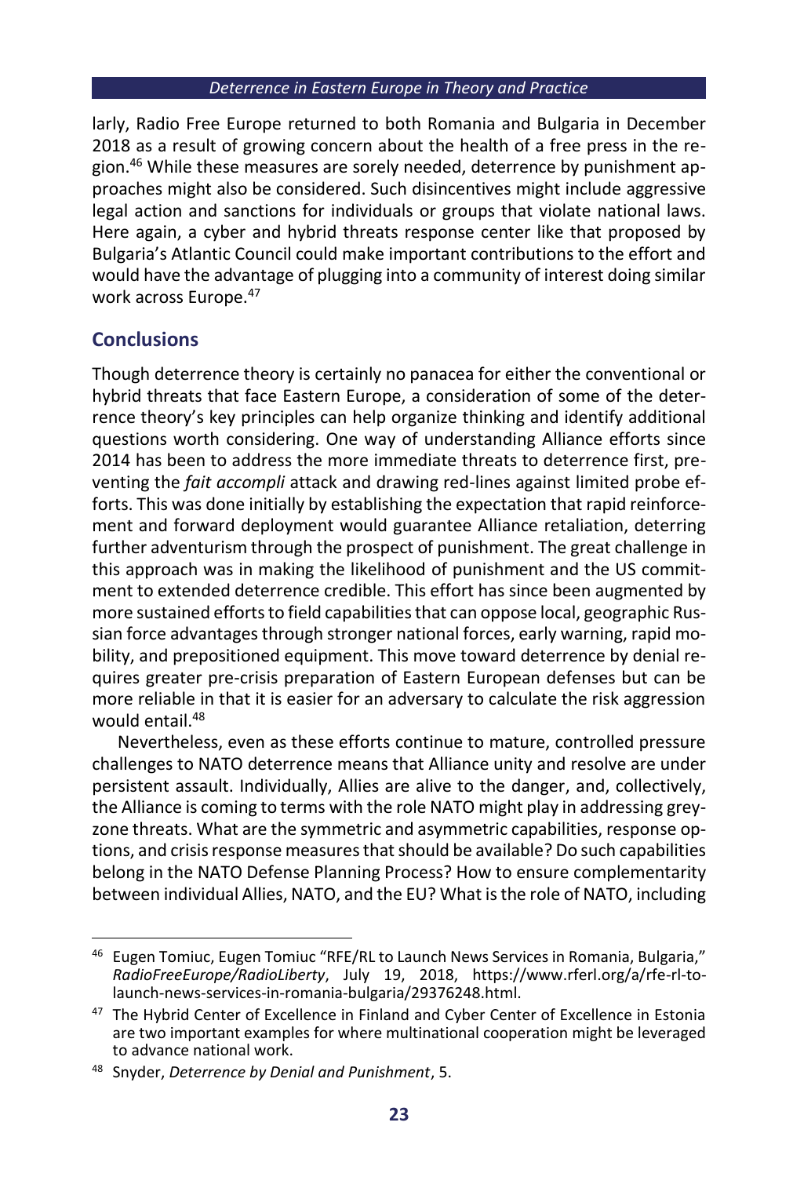larly, Radio Free Europe returned to both Romania and Bulgaria in December 2018 as a result of growing concern about the health of a free press in the region.[46] While these measures are sorely needed, deterrence by punishment approaches might also be considered. Such disincentives might include aggressive legal action and sanctions for individuals or groups that violate national laws. Here again, a cyber and hybrid threats response center like that proposed by Bulgaria's Atlantic Council could make important contributions to the effort and would have the advantage of plugging into a community of interest doing similar work across Europe.[47]

## Conclusions

Though deterrence theory is certainly no panacea for either the conventional or hybrid threats that face Eastern Europe, a consideration of some of the deterrence theory's key principles can help organize thinking and identify additional questions worth considering. One way of understanding Alliance efforts since 2014 has been to address the more immediate threats to deterrence first, preventing the *fait accompli* attack and drawing red-lines against limited probe efforts. This was done initially by establishing the expectation that rapid reinforcement and forward deployment would guarantee Alliance retaliation, deterring further adventurism through the prospect of punishment. The great challenge in this approach was in making the likelihood of punishment and the US commitment to extended deterrence credible. This effort has since been augmented by more sustained efforts to field capabilities that can oppose local, geographic Russian force advantages through stronger national forces, early warning, rapid mobility, and prepositioned equipment. This move toward deterrence by denial requires greater pre-crisis preparation of Eastern European defenses but can be more reliable in that it is easier for an adversary to calculate the risk aggression would entail.[48]

Nevertheless, even as these efforts continue to mature, controlled pressure challenges to NATO deterrence means that Alliance unity and resolve are under persistent assault. Individually, Allies are alive to the danger, and, collectively, the Alliance is coming to terms with the role NATO might play in addressing grey-zone threats. What are the symmetric and asymmetric capabilities, response options, and crisis response measures that should be available? Do such capabilities belong in the NATO Defense Planning Process? How to ensure complementarity between individual Allies, NATO, and the EU? What is the role of NATO, including

---

[46] Eugen Tomiuc, Eugen Tomiuc "RFE/RL to Launch News Services in Romania, Bulgaria," *RadioFreeEurope/RadioLiberty*, July 19, 2018, https://www.rferl.org/a/rfe-rl-to-launch-news-services-in-romania-bulgaria/29376248.html.

[47] The Hybrid Center of Excellence in Finland and Cyber Center of Excellence in Estonia are two important examples for where multinational cooperation might be leveraged to advance national work.

[48] Snyder, *Deterrence by Denial and Punishment*, 5.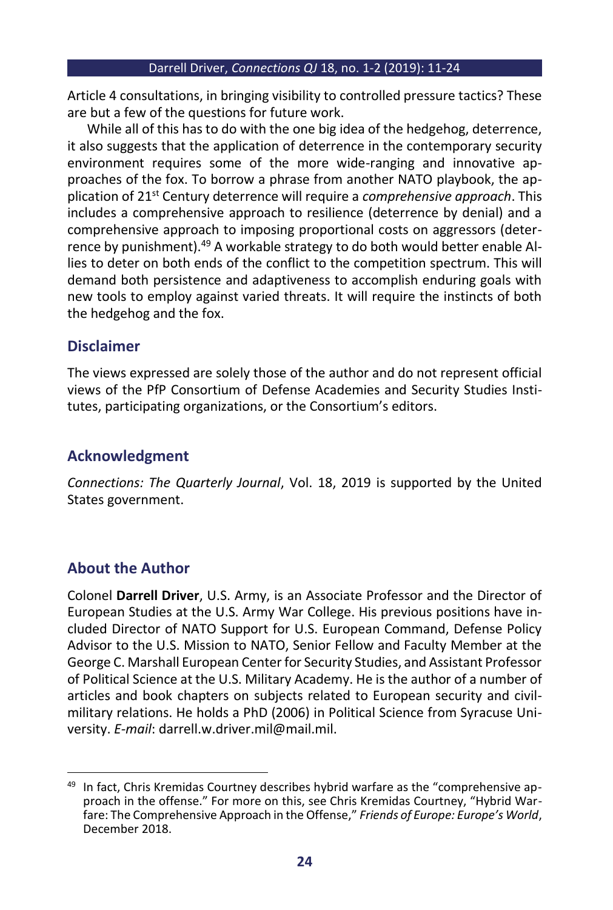Article 4 consultations, in bringing visibility to controlled pressure tactics? These are but a few of the questions for future work.

While all of this has to do with the one big idea of the hedgehog, deterrence, it also suggests that the application of deterrence in the contemporary security environment requires some of the more wide-ranging and innovative approaches of the fox. To borrow a phrase from another NATO playbook, the application of 21st Century deterrence will require a *comprehensive approach*. This includes a comprehensive approach to resilience (deterrence by denial) and a comprehensive approach to imposing proportional costs on aggressors (deterrence by punishment).[49] A workable strategy to do both would better enable Allies to deter on both ends of the conflict to the competition spectrum. This will demand both persistence and adaptiveness to accomplish enduring goals with new tools to employ against varied threats. It will require the instincts of both the hedgehog and the fox.

## Disclaimer

The views expressed are solely those of the author and do not represent official views of the PfP Consortium of Defense Academies and Security Studies Institutes, participating organizations, or the Consortium's editors.

## Acknowledgment

*Connections: The Quarterly Journal*, Vol. 18, 2019 is supported by the United States government.

## About the Author

Colonel **Darrell Driver**, U.S. Army, is an Associate Professor and the Director of European Studies at the U.S. Army War College. His previous positions have included Director of NATO Support for U.S. European Command, Defense Policy Advisor to the U.S. Mission to NATO, Senior Fellow and Faculty Member at the George C. Marshall European Center for Security Studies, and Assistant Professor of Political Science at the U.S. Military Academy. He is the author of a number of articles and book chapters on subjects related to European security and civil-military relations. He holds a PhD (2006) in Political Science from Syracuse University. *E-mail*: darrell.w.driver.mil@mail.mil.

---

[49] In fact, Chris Kremidas Courtney describes hybrid warfare as the "comprehensive approach in the offense." For more on this, see Chris Kremidas Courtney, "Hybrid Warfare: The Comprehensive Approach in the Offense," *Friends of Europe: Europe's World*, December 2018.